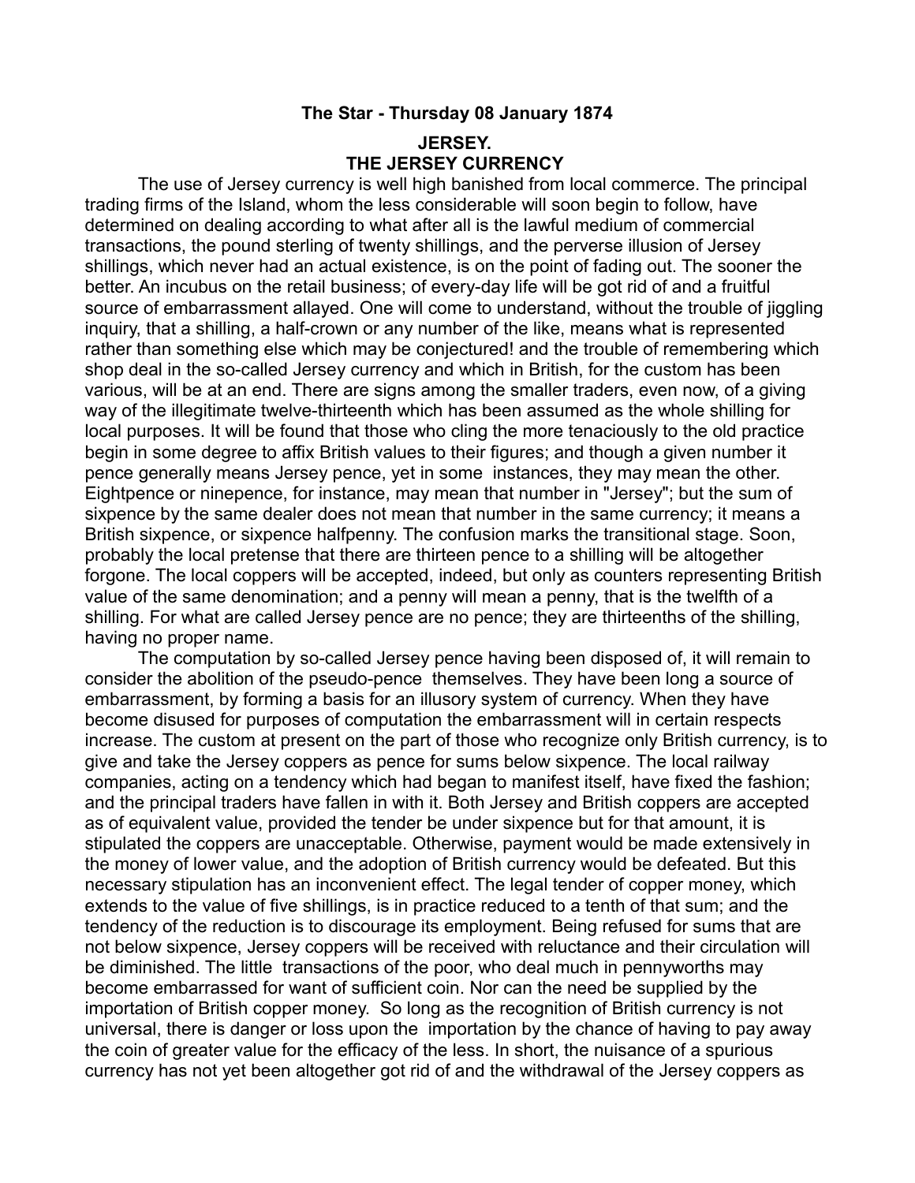**The Star - Thursday 08 January 1874**

## JERSEY.
## THE JERSEY CURRENCY

The use of Jersey currency is well high banished from local commerce. The principal trading firms of the Island, whom the less considerable will soon begin to follow, have determined on dealing according to what after all is the lawful medium of commercial transactions, the pound sterling of twenty shillings, and the perverse illusion of Jersey shillings, which never had an actual existence, is on the point of fading out. The sooner the better. An incubus on the retail business; of every-day life will be got rid of and a fruitful source of embarrassment allayed. One will come to understand, without the trouble of jiggling inquiry, that a shilling, a half-crown or any number of the like, means what is represented rather than something else which may be conjectured! and the trouble of remembering which shop deal in the so-called Jersey currency and which in British, for the custom has been various, will be at an end. There are signs among the smaller traders, even now, of a giving way of the illegitimate twelve-thirteenth which has been assumed as the whole shilling for local purposes. It will be found that those who cling the more tenaciously to the old practice begin in some degree to affix British values to their figures; and though a given number it pence generally means Jersey pence, yet in some instances, they may mean the other. Eightpence or ninepence, for instance, may mean that number in "Jersey"; but the sum of sixpence by the same dealer does not mean that number in the same currency; it means a British sixpence, or sixpence halfpenny. The confusion marks the transitional stage. Soon, probably the local pretense that there are thirteen pence to a shilling will be altogether forgone. The local coppers will be accepted, indeed, but only as counters representing British value of the same denomination; and a penny will mean a penny, that is the twelfth of a shilling. For what are called Jersey pence are no pence; they are thirteenths of the shilling, having no proper name.

The computation by so-called Jersey pence having been disposed of, it will remain to consider the abolition of the pseudo-pence themselves. They have been long a source of embarrassment, by forming a basis for an illusory system of currency. When they have become disused for purposes of computation the embarrassment will in certain respects increase. The custom at present on the part of those who recognize only British currency, is to give and take the Jersey coppers as pence for sums below sixpence. The local railway companies, acting on a tendency which had began to manifest itself, have fixed the fashion; and the principal traders have fallen in with it. Both Jersey and British coppers are accepted as of equivalent value, provided the tender be under sixpence but for that amount, it is stipulated the coppers are unacceptable. Otherwise, payment would be made extensively in the money of lower value, and the adoption of British currency would be defeated. But this necessary stipulation has an inconvenient effect. The legal tender of copper money, which extends to the value of five shillings, is in practice reduced to a tenth of that sum; and the tendency of the reduction is to discourage its employment. Being refused for sums that are not below sixpence, Jersey coppers will be received with reluctance and their circulation will be diminished. The little transactions of the poor, who deal much in pennyworths may become embarrassed for want of sufficient coin. Nor can the need be supplied by the importation of British copper money. So long as the recognition of British currency is not universal, there is danger or loss upon the importation by the chance of having to pay away the coin of greater value for the efficacy of the less. In short, the nuisance of a spurious currency has not yet been altogether got rid of and the withdrawal of the Jersey coppers as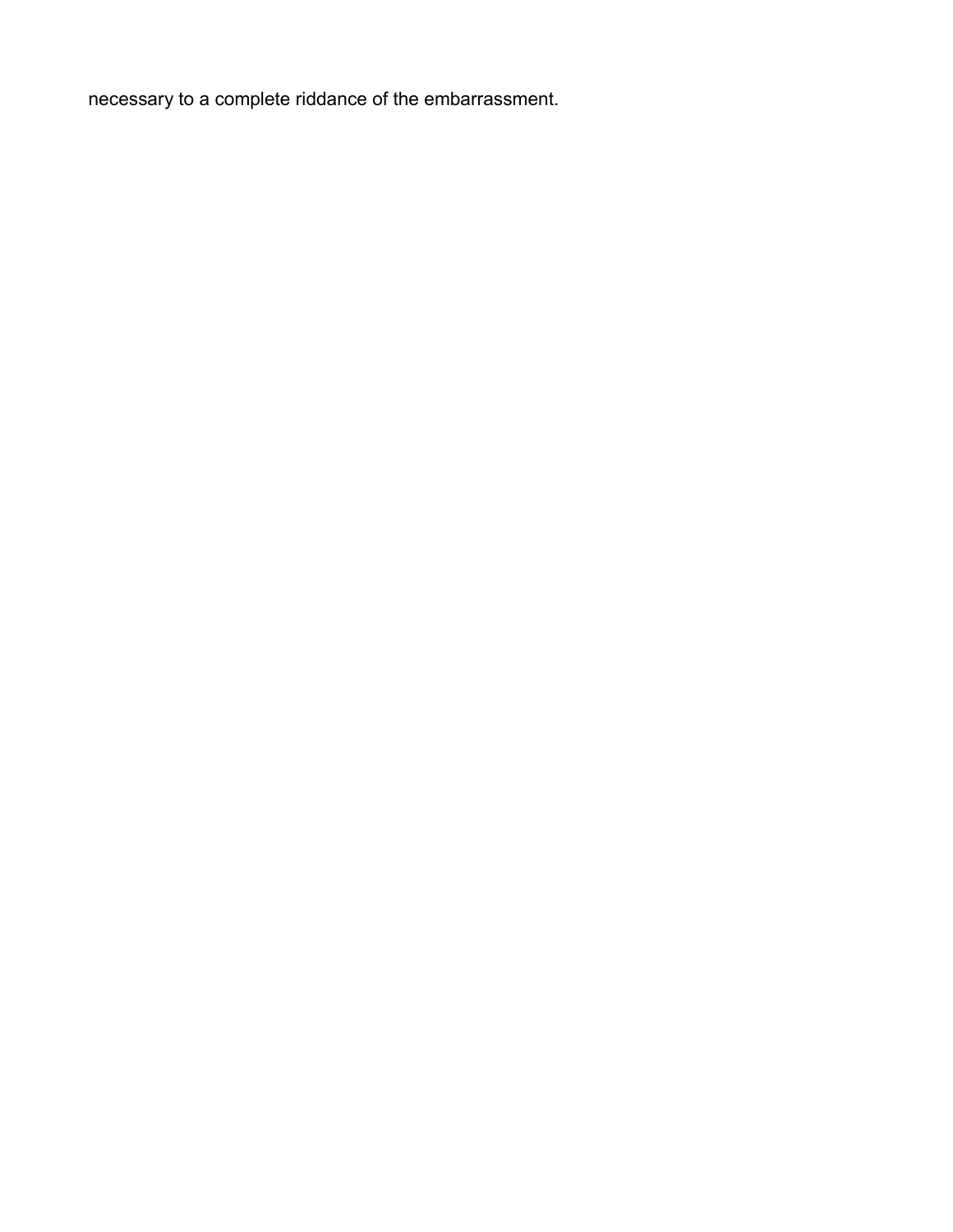necessary to a complete riddance of the embarrassment.